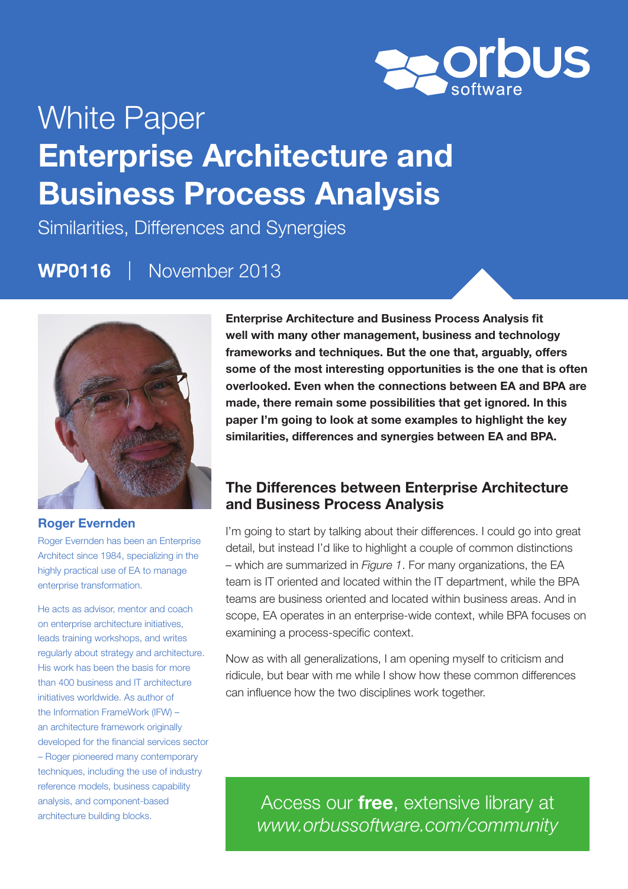White Paper

# Enterprise Architecture and Business Process Analysis

Similarities, Differences and Synergies

**WP0116** | November 2013

**Roger Evernden**

Roger Evernden has been an Enterprise Architect since 1984, specializing in the highly practical use of EA to manage enterprise transformation.

He acts as advisor, mentor and coach on enterprise architecture initiatives, leads training workshops, and writes regularly about strategy and architecture. His work has been the basis for more than 400 business and IT architecture initiatives worldwide. As author of the Information FrameWork (IFW) – an architecture framework originally developed for the financial services sector – Roger pioneered many contemporary techniques, including the use of industry reference models, business capability analysis, and component-based architecture building blocks.

**Enterprise Architecture and Business Process Analysis fit well with many other management, business and technology frameworks and techniques. But the one that, arguably, offers some of the most interesting opportunities is the one that is often overlooked. Even when the connections between EA and BPA are made, there remain some possibilities that get ignored. In this paper I'm going to look at some examples to highlight the key similarities, differences and synergies between EA and BPA.**

## The Differences between Enterprise Architecture and Business Process Analysis

I'm going to start by talking about their differences. I could go into great detail, but instead I'd like to highlight a couple of common distinctions – which are summarized in *Figure 1*. For many organizations, the EA team is IT oriented and located within the IT department, while the BPA teams are business oriented and located within business areas. And in scope, EA operates in an enterprise-wide context, while BPA focuses on examining a process-specific context.

Now as with all generalizations, I am opening myself to criticism and ridicule, but bear with me while I show how these common differences can influence how the two disciplines work together.

Access our **free**, extensive library at *www.orbussoftware.com/community*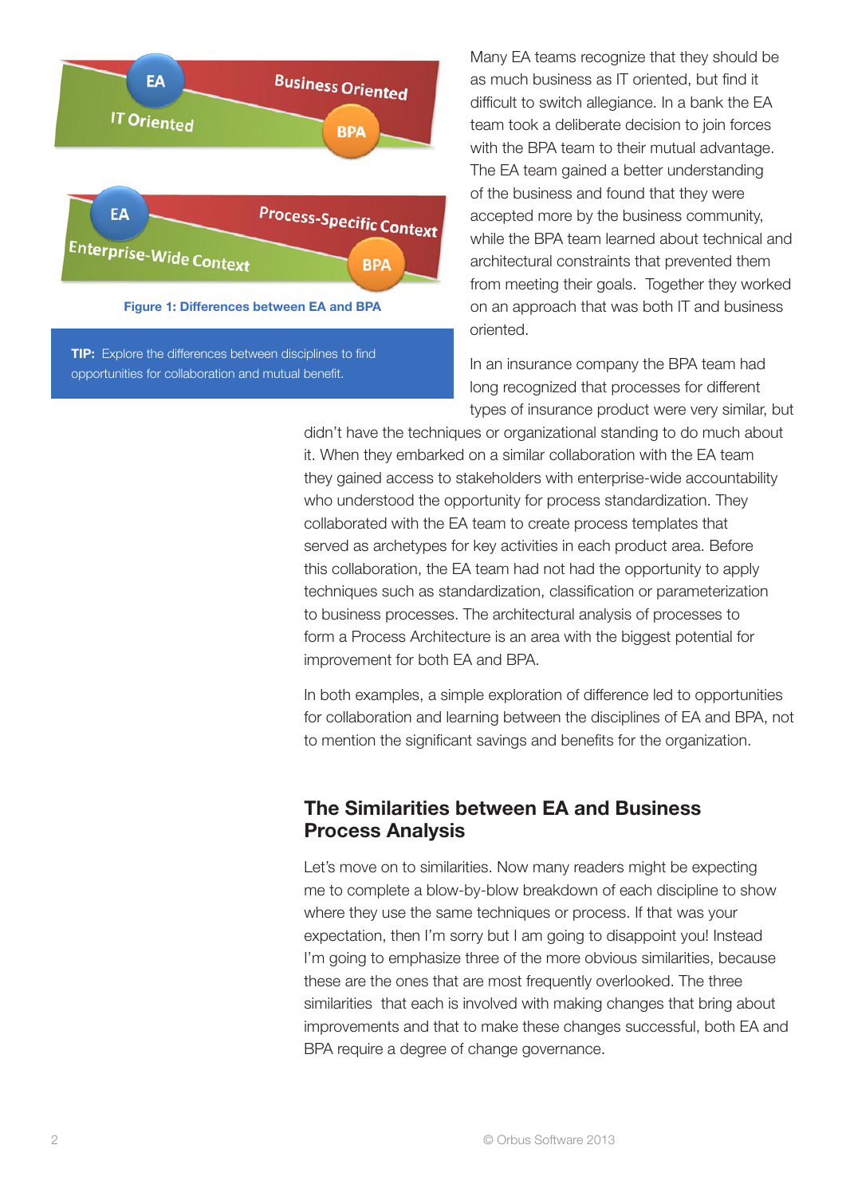Figure 1: Differences between EA and BPA

**TIP:** Explore the differences between disciplines to find opportunities for collaboration and mutual benefit.

Many EA teams recognize that they should be as much business as IT oriented, but find it difficult to switch allegiance. In a bank the EA team took a deliberate decision to join forces with the BPA team to their mutual advantage. The EA team gained a better understanding of the business and found that they were accepted more by the business community, while the BPA team learned about technical and architectural constraints that prevented them from meeting their goals. Together they worked on an approach that was both IT and business oriented.

In an insurance company the BPA team had long recognized that processes for different types of insurance product were very similar, but didn't have the techniques or organizational standing to do much about it. When they embarked on a similar collaboration with the EA team they gained access to stakeholders with enterprise-wide accountability who understood the opportunity for process standardization. They collaborated with the EA team to create process templates that served as archetypes for key activities in each product area. Before this collaboration, the EA team had not had the opportunity to apply techniques such as standardization, classification or parameterization to business processes. The architectural analysis of processes to form a Process Architecture is an area with the biggest potential for improvement for both EA and BPA.

In both examples, a simple exploration of difference led to opportunities for collaboration and learning between the disciplines of EA and BPA, not to mention the significant savings and benefits for the organization.

## The Similarities between EA and Business Process Analysis

Let's move on to similarities. Now many readers might be expecting me to complete a blow-by-blow breakdown of each discipline to show where they use the same techniques or process. If that was your expectation, then I'm sorry but I am going to disappoint you! Instead I'm going to emphasize three of the more obvious similarities, because these are the ones that are most frequently overlooked. The three similarities that each is involved with making changes that bring about improvements and that to make these changes successful, both EA and BPA require a degree of change governance.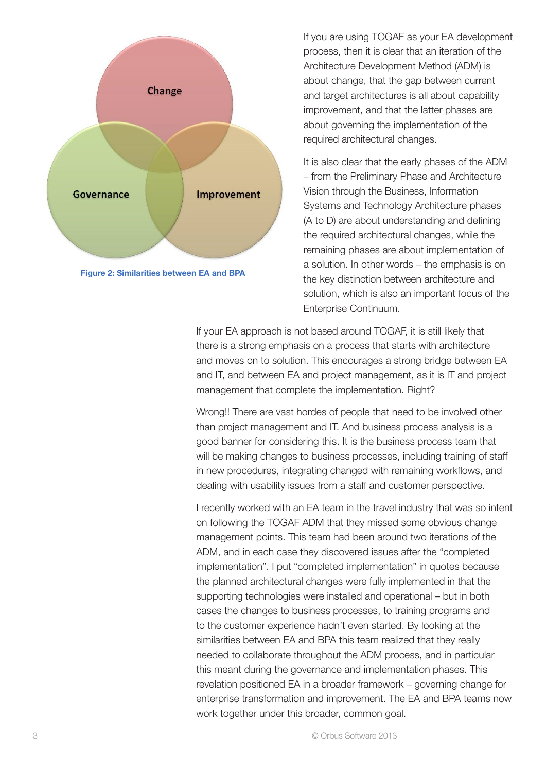Change

Governance

Improvement

**Figure 2: Similarities between EA and BPA**

If you are using TOGAF as your EA development process, then it is clear that an iteration of the Architecture Development Method (ADM) is about change, that the gap between current and target architectures is all about capability improvement, and that the latter phases are about governing the implementation of the required architectural changes.

It is also clear that the early phases of the ADM – from the Preliminary Phase and Architecture Vision through the Business, Information Systems and Technology Architecture phases (A to D) are about understanding and defining the required architectural changes, while the remaining phases are about implementation of a solution. In other words – the emphasis is on the key distinction between architecture and solution, which is also an important focus of the Enterprise Continuum.

If your EA approach is not based around TOGAF, it is still likely that there is a strong emphasis on a process that starts with architecture and moves on to solution. This encourages a strong bridge between EA and IT, and between EA and project management, as it is IT and project management that complete the implementation. Right?

Wrong!! There are vast hordes of people that need to be involved other than project management and IT. And business process analysis is a good banner for considering this. It is the business process team that will be making changes to business processes, including training of staff in new procedures, integrating changed with remaining workflows, and dealing with usability issues from a staff and customer perspective.

I recently worked with an EA team in the travel industry that was so intent on following the TOGAF ADM that they missed some obvious change management points. This team had been around two iterations of the ADM, and in each case they discovered issues after the "completed implementation". I put "completed implementation" in quotes because the planned architectural changes were fully implemented in that the supporting technologies were installed and operational – but in both cases the changes to business processes, to training programs and to the customer experience hadn't even started. By looking at the similarities between EA and BPA this team realized that they really needed to collaborate throughout the ADM process, and in particular this meant during the governance and implementation phases. This revelation positioned EA in a broader framework – governing change for enterprise transformation and improvement. The EA and BPA teams now work together under this broader, common goal.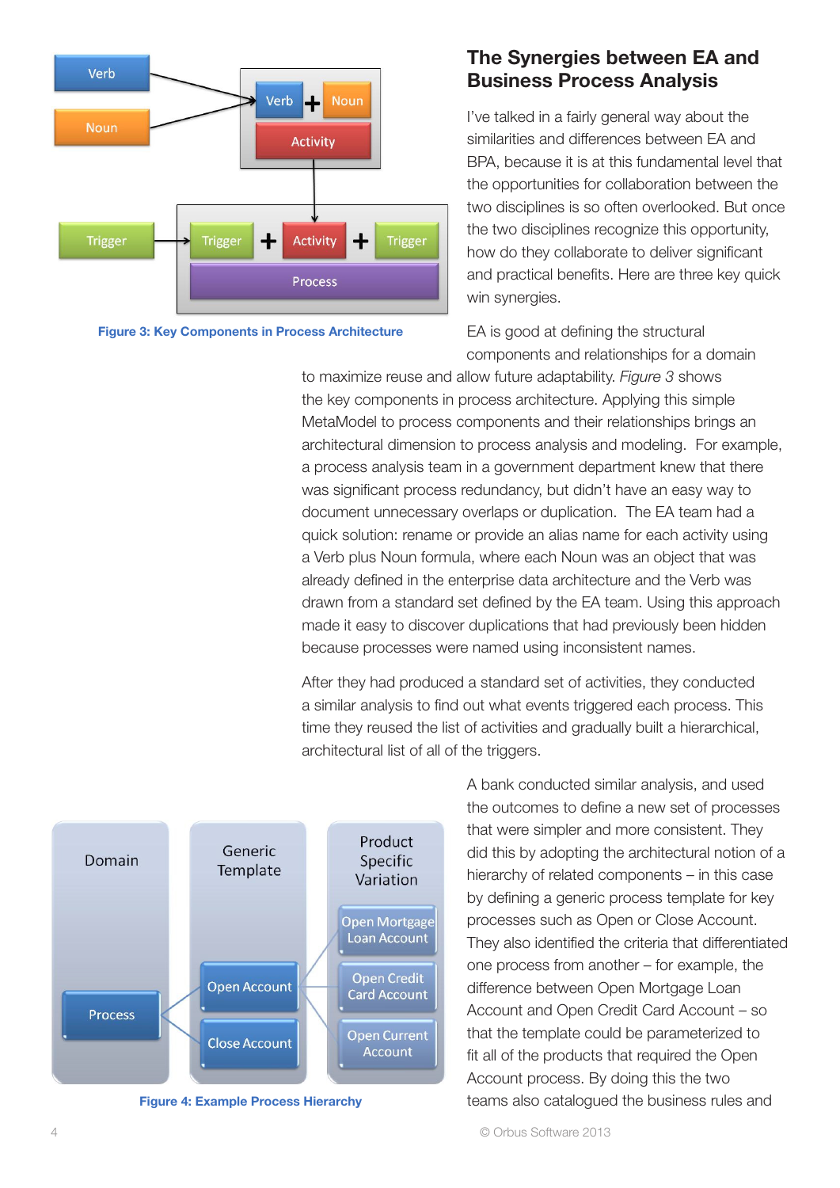Figure 3: Key Components in Process Architecture

## The Synergies between EA and Business Process Analysis

I've talked in a fairly general way about the similarities and differences between EA and BPA, because it is at this fundamental level that the opportunities for collaboration between the two disciplines is so often overlooked. But once the two disciplines recognize this opportunity, how do they collaborate to deliver significant and practical benefits. Here are three key quick win synergies.

EA is good at defining the structural components and relationships for a domain to maximize reuse and allow future adaptability. *Figure 3* shows the key components in process architecture. Applying this simple MetaModel to process components and their relationships brings an architectural dimension to process analysis and modeling. For example, a process analysis team in a government department knew that there was significant process redundancy, but didn't have an easy way to document unnecessary overlaps or duplication. The EA team had a quick solution: rename or provide an alias name for each activity using a Verb plus Noun formula, where each Noun was an object that was already defined in the enterprise data architecture and the Verb was drawn from a standard set defined by the EA team. Using this approach made it easy to discover duplications that had previously been hidden because processes were named using inconsistent names.

After they had produced a standard set of activities, they conducted a similar analysis to find out what events triggered each process. This time they reused the list of activities and gradually built a hierarchical, architectural list of all of the triggers.

A bank conducted similar analysis, and used the outcomes to define a new set of processes that were simpler and more consistent. They did this by adopting the architectural notion of a hierarchy of related components – in this case by defining a generic process template for key processes such as Open or Close Account. They also identified the criteria that differentiated one process from another – for example, the difference between Open Mortgage Loan Account and Open Credit Card Account – so that the template could be parameterized to fit all of the products that required the Open Account process. By doing this the two teams also catalogued the business rules and

Figure 4: Example Process Hierarchy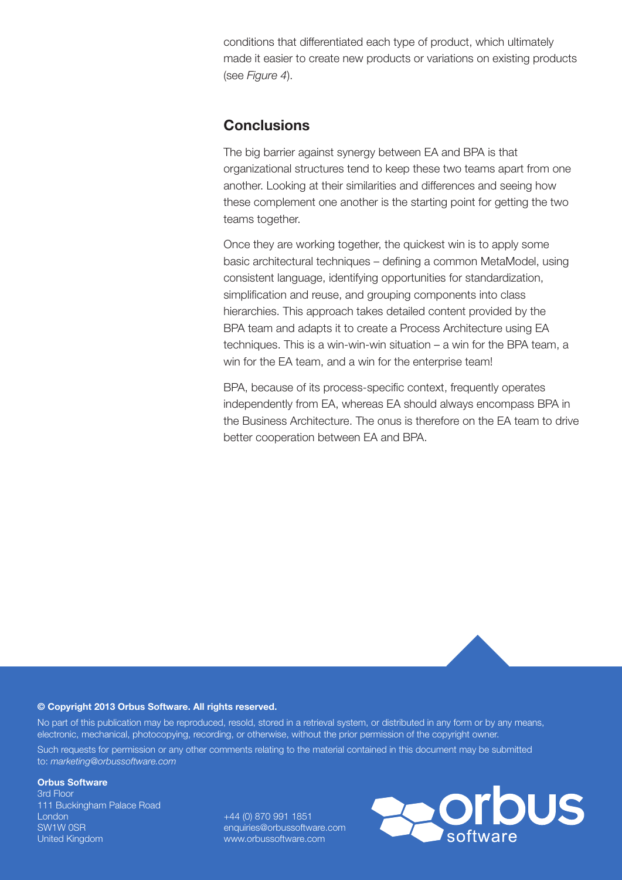conditions that differentiated each type of product, which ultimately made it easier to create new products or variations on existing products (see *Figure 4*).

## Conclusions

The big barrier against synergy between EA and BPA is that organizational structures tend to keep these two teams apart from one another. Looking at their similarities and differences and seeing how these complement one another is the starting point for getting the two teams together.

Once they are working together, the quickest win is to apply some basic architectural techniques – defining a common MetaModel, using consistent language, identifying opportunities for standardization, simplification and reuse, and grouping components into class hierarchies. This approach takes detailed content provided by the BPA team and adapts it to create a Process Architecture using EA techniques. This is a win-win-win situation – a win for the BPA team, a win for the EA team, and a win for the enterprise team!

BPA, because of its process-specific context, frequently operates independently from EA, whereas EA should always encompass BPA in the Business Architecture. The onus is therefore on the EA team to drive better cooperation between EA and BPA.

**© Copyright 2013 Orbus Software. All rights reserved.**

No part of this publication may be reproduced, resold, stored in a retrieval system, or distributed in any form or by any means, electronic, mechanical, photocopying, recording, or otherwise, without the prior permission of the copyright owner.

Such requests for permission or any other comments relating to the material contained in this document may be submitted to: *marketing@orbussoftware.com*

**Orbus Software**
3rd Floor
111 Buckingham Palace Road
London
SW1W 0SR
United Kingdom

+44 (0) 870 991 1851
enquiries@orbussoftware.com
www.orbussoftware.com

orbus software